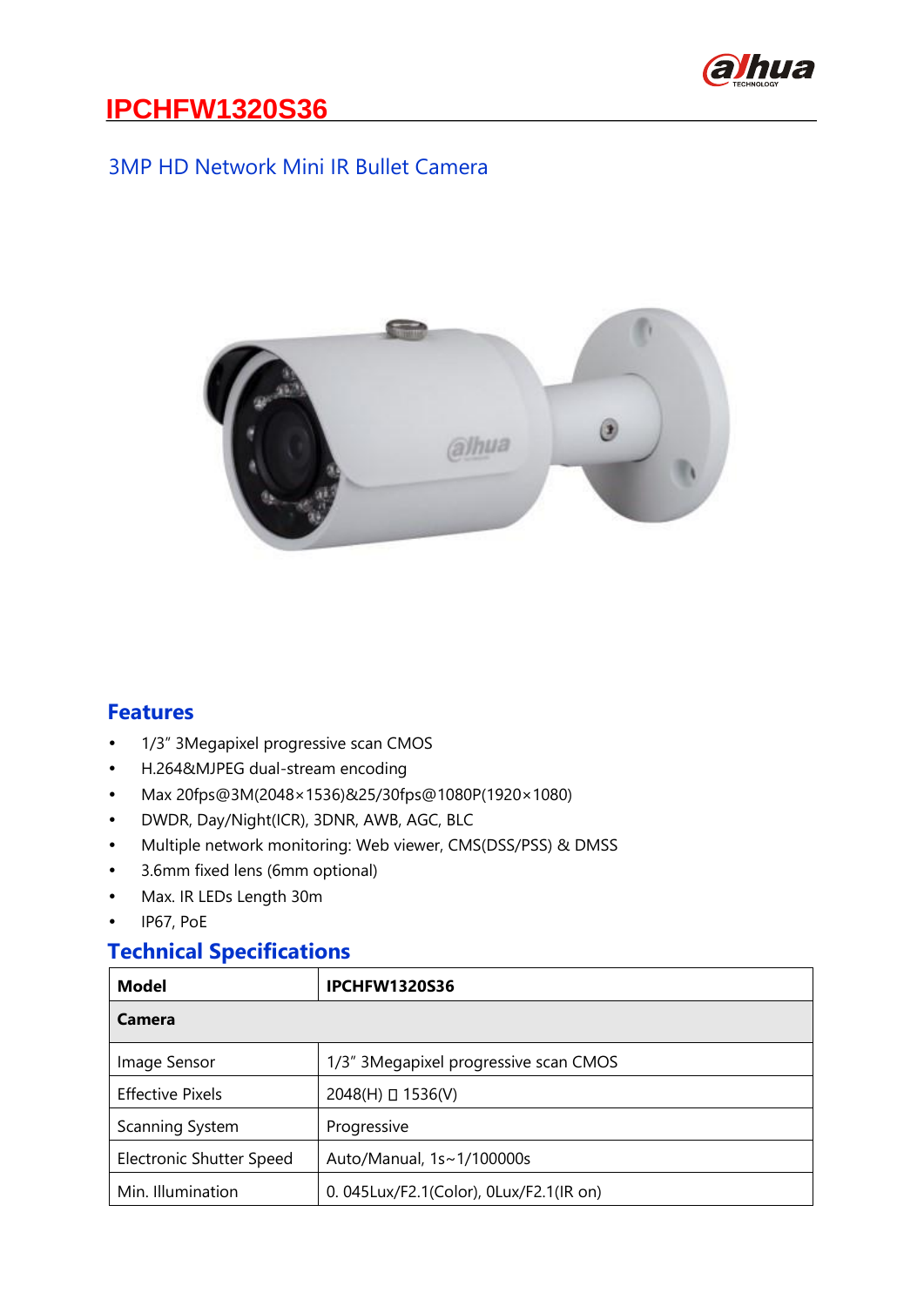# IPCHFW1320S36

## 3MP HD Network Mini IR Bullet Camera

## Features

- 1/3" 3Megapixel progressive scan CMOS
- H.264&MJPEG dual-stream encoding
- Max 20fps@3M(2048×1536)&25/30fps@1080P(1920×1080)
- DWDR, Day/Night(ICR), 3DNR, AWB, AGC, BLC
- Multiple network monitoring: Web viewer, CMS(DSS/PSS) & DMSS
- 3.6mm fixed lens (6mm optional)
- Max. IR LEDs Length 30m
- IP67, PoE

## Technical Specifications

| Model | IPCHFW1320S36 |
|---|---|
| **Camera** | |
| Image Sensor | 1/3" 3Megapixel progressive scan CMOS |
| Effective Pixels | 2048(H) □ 1536(V) |
| Scanning System | Progressive |
| Electronic Shutter Speed | Auto/Manual, 1s~1/100000s |
| Min. Illumination | 0. 045Lux/F2.1(Color), 0Lux/F2.1(IR on) |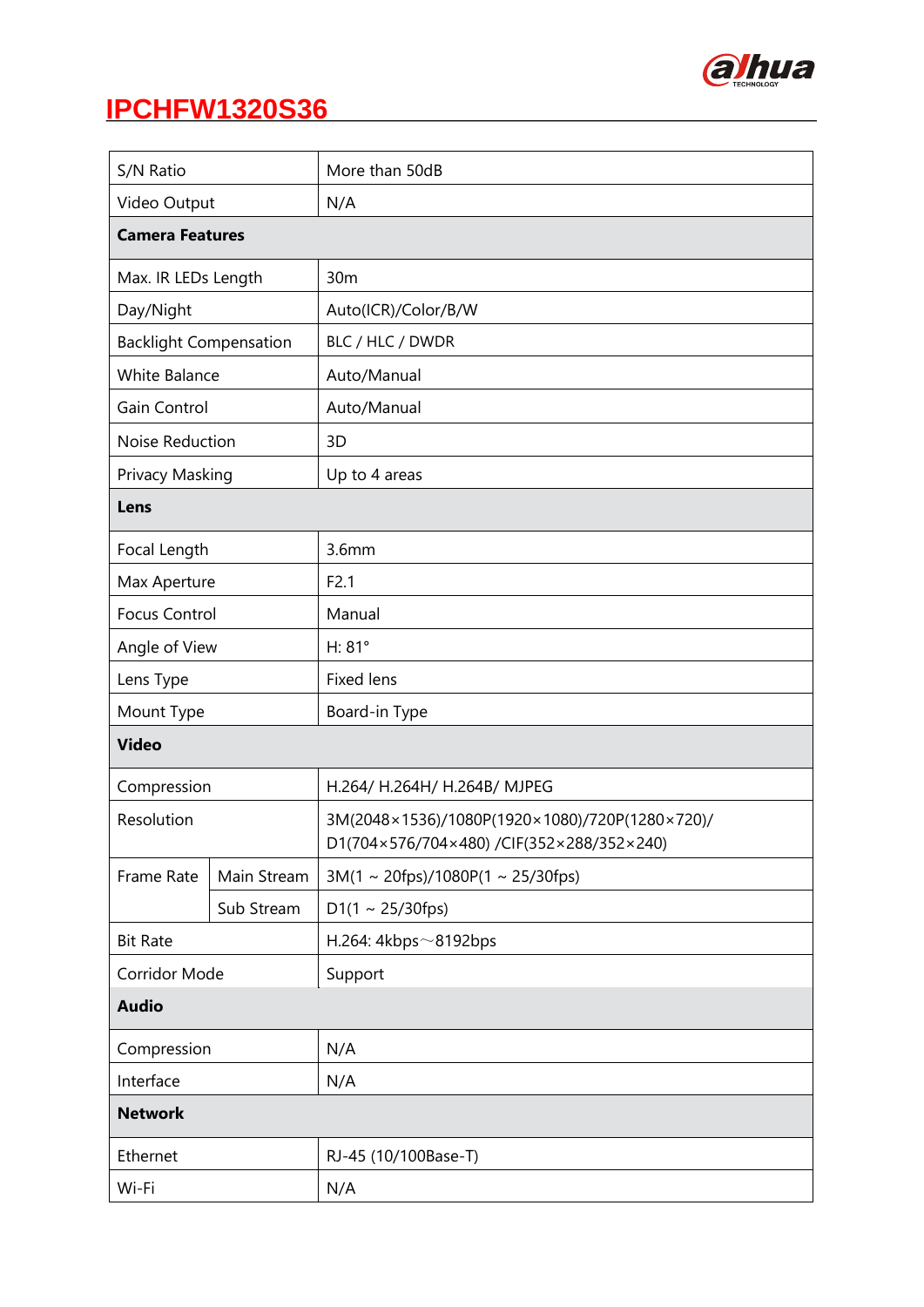# IPCHFW1320S36

| | | |
|---|---|---|
| S/N Ratio | | More than 50dB |
| Video Output | | N/A |
| **Camera Features** | | |
| Max. IR LEDs Length | | 30m |
| Day/Night | | Auto(ICR)/Color/B/W |
| Backlight Compensation | | BLC / HLC / DWDR |
| White Balance | | Auto/Manual |
| Gain Control | | Auto/Manual |
| Noise Reduction | | 3D |
| Privacy Masking | | Up to 4 areas |
| **Lens** | | |
| Focal Length | | 3.6mm |
| Max Aperture | | F2.1 |
| Focus Control | | Manual |
| Angle of View | | H: 81° |
| Lens Type | | Fixed lens |
| Mount Type | | Board-in Type |
| **Video** | | |
| Compression | | H.264/ H.264H/ H.264B/ MJPEG |
| Resolution | | 3M(2048×1536)/1080P(1920×1080)/720P(1280×720)/ D1(704×576/704×480) /CIF(352×288/352×240) |
| Frame Rate | Main Stream | 3M(1 ~ 20fps)/1080P(1 ~ 25/30fps) |
| | Sub Stream | D1(1 ~ 25/30fps) |
| Bit Rate | | H.264: 4kbps～8192bps |
| Corridor Mode | | Support |
| **Audio** | | |
| Compression | | N/A |
| Interface | | N/A |
| **Network** | | |
| Ethernet | | RJ-45 (10/100Base-T) |
| Wi-Fi | | N/A |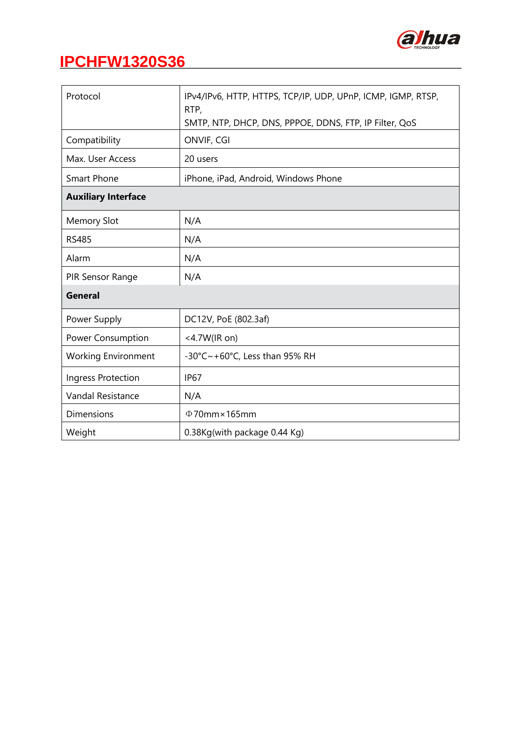# IPCHFW1320S36

| | |
|---|---|
| Protocol | IPv4/IPv6, HTTP, HTTPS, TCP/IP, UDP, UPnP, ICMP, IGMP, RTSP, RTP,<br>SMTP, NTP, DHCP, DNS, PPPOE, DDNS, FTP, IP Filter, QoS |
| Compatibility | ONVIF, CGI |
| Max. User Access | 20 users |
| Smart Phone | iPhone, iPad, Android, Windows Phone |
| **Auxiliary Interface** | |
| Memory Slot | N/A |
| RS485 | N/A |
| Alarm | N/A |
| PIR Sensor Range | N/A |
| **General** | |
| Power Supply | DC12V, PoE (802.3af) |
| Power Consumption | <4.7W(IR on) |
| Working Environment | -30°C~+60°C, Less than 95% RH |
| Ingress Protection | IP67 |
| Vandal Resistance | N/A |
| Dimensions | Φ70mm×165mm |
| Weight | 0.38Kg(with package 0.44 Kg) |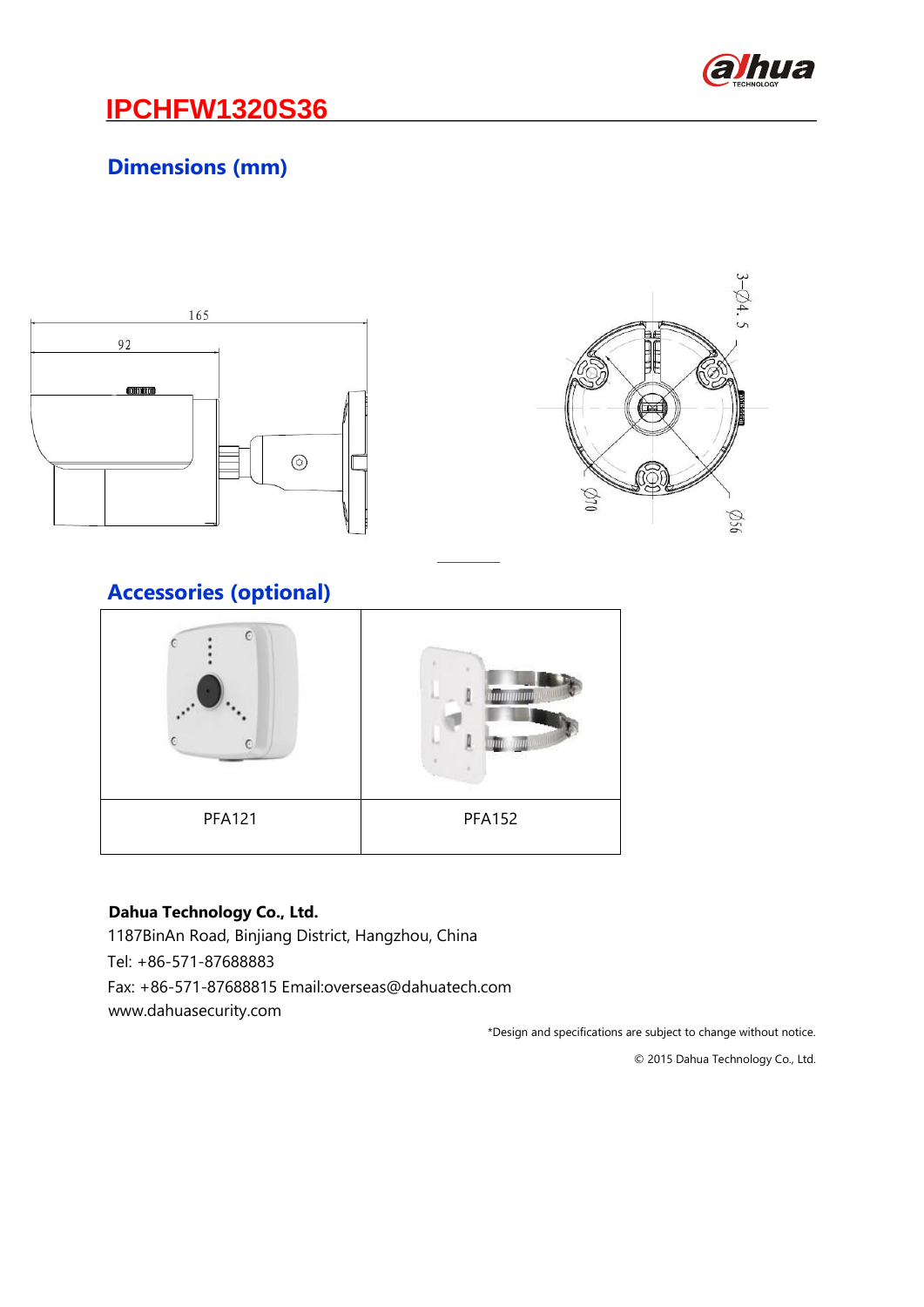# IPCHFW1320S36

## Dimensions (mm)

165

92

3-Ø4.5

Ø70

Ø56

## Accessories (optional)

| | |
|---|---|
| PFA121 | PFA152 |

**Dahua Technology Co., Ltd.**

1187BinAn Road, Binjiang District, Hangzhou, China

Tel: +86-571-87688883

Fax: +86-571-87688815 Email:overseas@dahuatech.com

www.dahuasecurity.com

*Design and specifications are subject to change without notice.

© 2015 Dahua Technology Co., Ltd.